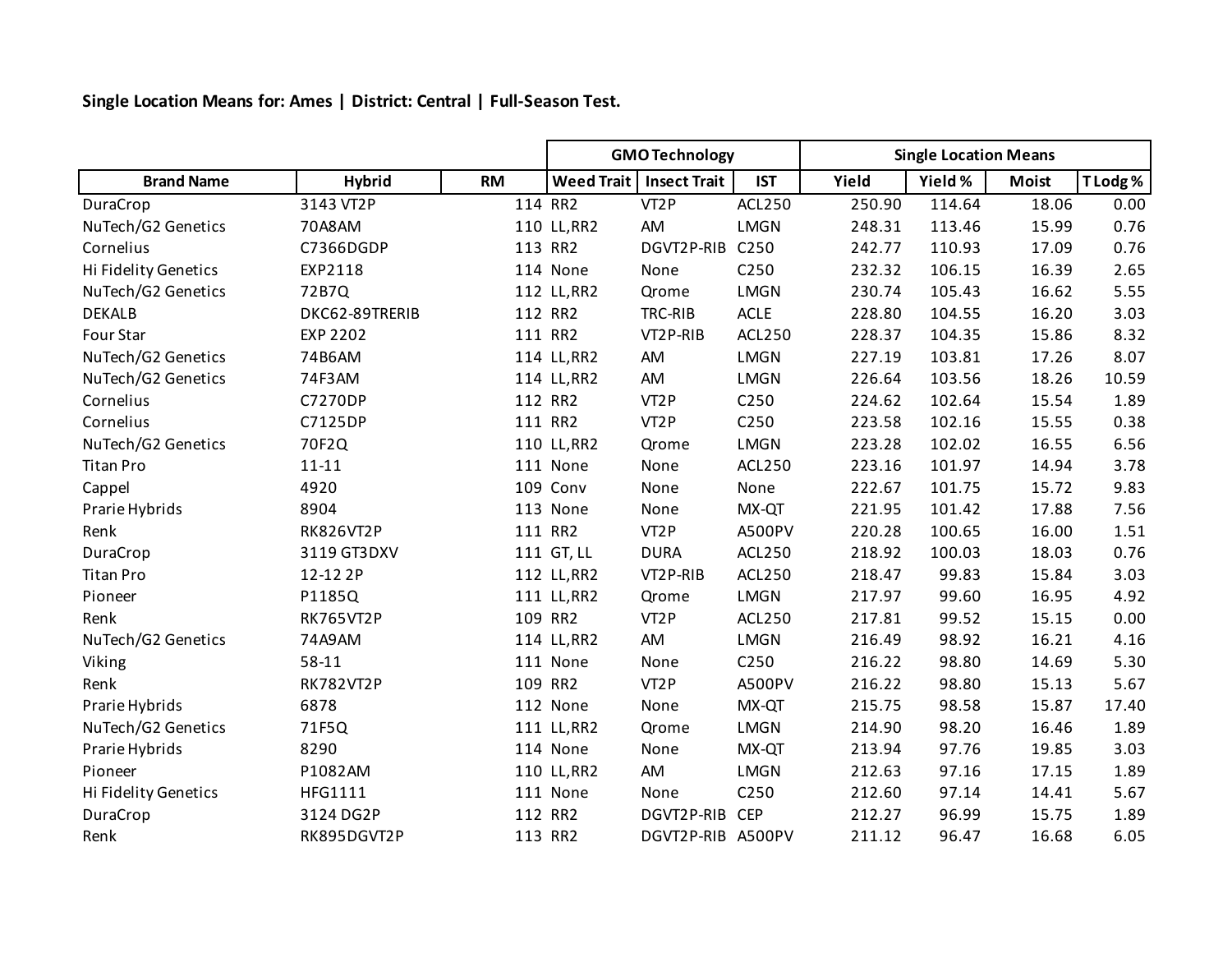**Single Location Means for: Ames | District: Central | Full-Season Test.**

| | | | GMO Technology | | | Single Location Means | | | |
|---|---|---|---|---|---|---|---|---|---|
| **Brand Name** | **Hybrid** | **RM** | **Weed Trait** | **Insect Trait** | **IST** | **Yield** | **Yield %** | **Moist** | **T Lodg %** |
| DuraCrop | 3143 VT2P | 114 | RR2 | VT2P | ACL250 | 250.90 | 114.64 | 18.06 | 0.00 |
| NuTech/G2 Genetics | 70A8AM | 110 | LL,RR2 | AM | LMGN | 248.31 | 113.46 | 15.99 | 0.76 |
| Cornelius | C7366DGDP | 113 | RR2 | DGVT2P-RIB | C250 | 242.77 | 110.93 | 17.09 | 0.76 |
| Hi Fidelity Genetics | EXP2118 | 114 | None | None | C250 | 232.32 | 106.15 | 16.39 | 2.65 |
| NuTech/G2 Genetics | 72B7Q | 112 | LL,RR2 | Qrome | LMGN | 230.74 | 105.43 | 16.62 | 5.55 |
| DEKALB | DKC62-89TRERIB | 112 | RR2 | TRC-RIB | ACLE | 228.80 | 104.55 | 16.20 | 3.03 |
| Four Star | EXP 2202 | 111 | RR2 | VT2P-RIB | ACL250 | 228.37 | 104.35 | 15.86 | 8.32 |
| NuTech/G2 Genetics | 74B6AM | 114 | LL,RR2 | AM | LMGN | 227.19 | 103.81 | 17.26 | 8.07 |
| NuTech/G2 Genetics | 74F3AM | 114 | LL,RR2 | AM | LMGN | 226.64 | 103.56 | 18.26 | 10.59 |
| Cornelius | C7270DP | 112 | RR2 | VT2P | C250 | 224.62 | 102.64 | 15.54 | 1.89 |
| Cornelius | C7125DP | 111 | RR2 | VT2P | C250 | 223.58 | 102.16 | 15.55 | 0.38 |
| NuTech/G2 Genetics | 70F2Q | 110 | LL,RR2 | Qrome | LMGN | 223.28 | 102.02 | 16.55 | 6.56 |
| Titan Pro | 11-11 | 111 | None | None | ACL250 | 223.16 | 101.97 | 14.94 | 3.78 |
| Cappel | 4920 | 109 | Conv | None | None | 222.67 | 101.75 | 15.72 | 9.83 |
| Prarie Hybrids | 8904 | 113 | None | None | MX-QT | 221.95 | 101.42 | 17.88 | 7.56 |
| Renk | RK826VT2P | 111 | RR2 | VT2P | A500PV | 220.28 | 100.65 | 16.00 | 1.51 |
| DuraCrop | 3119 GT3DXV | 111 | GT, LL | DURA | ACL250 | 218.92 | 100.03 | 18.03 | 0.76 |
| Titan Pro | 12-12 2P | 112 | LL,RR2 | VT2P-RIB | ACL250 | 218.47 | 99.83 | 15.84 | 3.03 |
| Pioneer | P1185Q | 111 | LL,RR2 | Qrome | LMGN | 217.97 | 99.60 | 16.95 | 4.92 |
| Renk | RK765VT2P | 109 | RR2 | VT2P | ACL250 | 217.81 | 99.52 | 15.15 | 0.00 |
| NuTech/G2 Genetics | 74A9AM | 114 | LL,RR2 | AM | LMGN | 216.49 | 98.92 | 16.21 | 4.16 |
| Viking | 58-11 | 111 | None | None | C250 | 216.22 | 98.80 | 14.69 | 5.30 |
| Renk | RK782VT2P | 109 | RR2 | VT2P | A500PV | 216.22 | 98.80 | 15.13 | 5.67 |
| Prarie Hybrids | 6878 | 112 | None | None | MX-QT | 215.75 | 98.58 | 15.87 | 17.40 |
| NuTech/G2 Genetics | 71F5Q | 111 | LL,RR2 | Qrome | LMGN | 214.90 | 98.20 | 16.46 | 1.89 |
| Prarie Hybrids | 8290 | 114 | None | None | MX-QT | 213.94 | 97.76 | 19.85 | 3.03 |
| Pioneer | P1082AM | 110 | LL,RR2 | AM | LMGN | 212.63 | 97.16 | 17.15 | 1.89 |
| Hi Fidelity Genetics | HFG1111 | 111 | None | None | C250 | 212.60 | 97.14 | 14.41 | 5.67 |
| DuraCrop | 3124 DG2P | 112 | RR2 | DGVT2P-RIB | CEP | 212.27 | 96.99 | 15.75 | 1.89 |
| Renk | RK895DGVT2P | 113 | RR2 | DGVT2P-RIB | A500PV | 211.12 | 96.47 | 16.68 | 6.05 |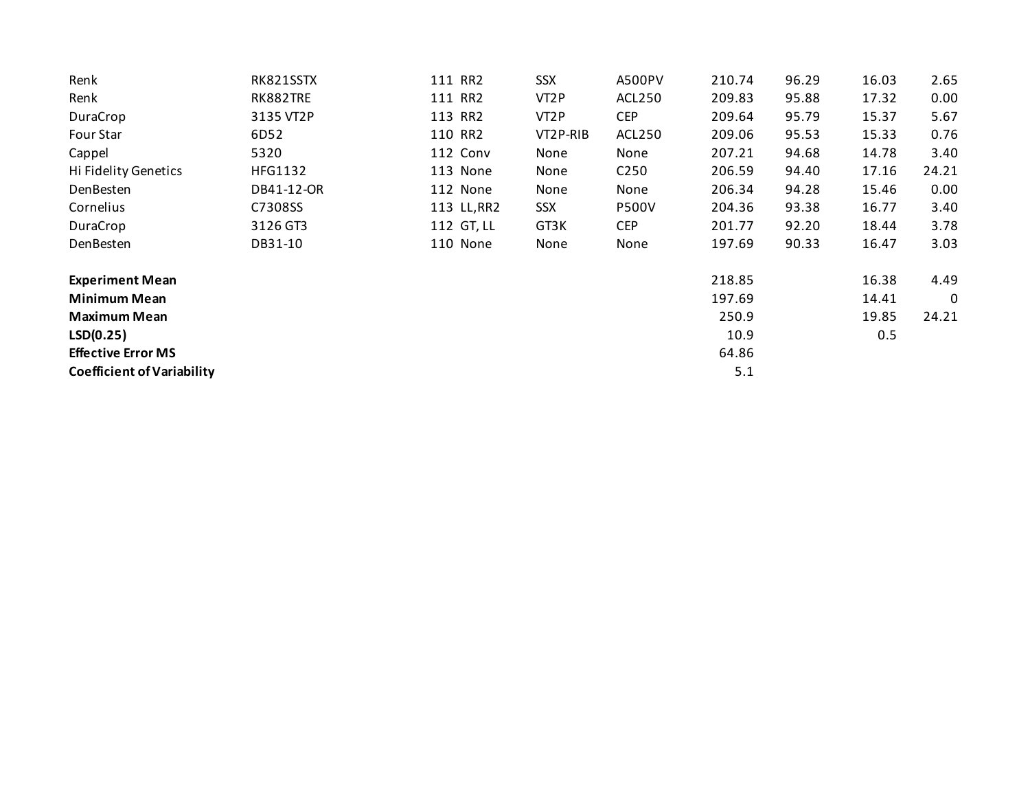| | | | | | | | | | |
|---|---|---|---|---|---|---|---|---|---|
| Renk | RK821SSTX | 111 | RR2 | SSX | A500PV | 210.74 | 96.29 | 16.03 | 2.65 |
| Renk | RK882TRE | 111 | RR2 | VT2P | ACL250 | 209.83 | 95.88 | 17.32 | 0.00 |
| DuraCrop | 3135 VT2P | 113 | RR2 | VT2P | CEP | 209.64 | 95.79 | 15.37 | 5.67 |
| Four Star | 6D52 | 110 | RR2 | VT2P-RIB | ACL250 | 209.06 | 95.53 | 15.33 | 0.76 |
| Cappel | 5320 | 112 | Conv | None | None | 207.21 | 94.68 | 14.78 | 3.40 |
| Hi Fidelity Genetics | HFG1132 | 113 | None | None | C250 | 206.59 | 94.40 | 17.16 | 24.21 |
| DenBesten | DB41-12-OR | 112 | None | None | None | 206.34 | 94.28 | 15.46 | 0.00 |
| Cornelius | C7308SS | 113 | LL,RR2 | SSX | P500V | 204.36 | 93.38 | 16.77 | 3.40 |
| DuraCrop | 3126 GT3 | 112 | GT, LL | GT3K | CEP | 201.77 | 92.20 | 18.44 | 3.78 |
| DenBesten | DB31-10 | 110 | None | None | None | 197.69 | 90.33 | 16.47 | 3.03 |
| **Experiment Mean** | | | | | | 218.85 | | 16.38 | 4.49 |
| **Minimum Mean** | | | | | | 197.69 | | 14.41 | 0 |
| **Maximum Mean** | | | | | | 250.9 | | 19.85 | 24.21 |
| **LSD(0.25)** | | | | | | 10.9 | | 0.5 | |
| **Effective Error MS** | | | | | | 64.86 | | | |
| **Coefficient of Variability** | | | | | | 5.1 | | | |